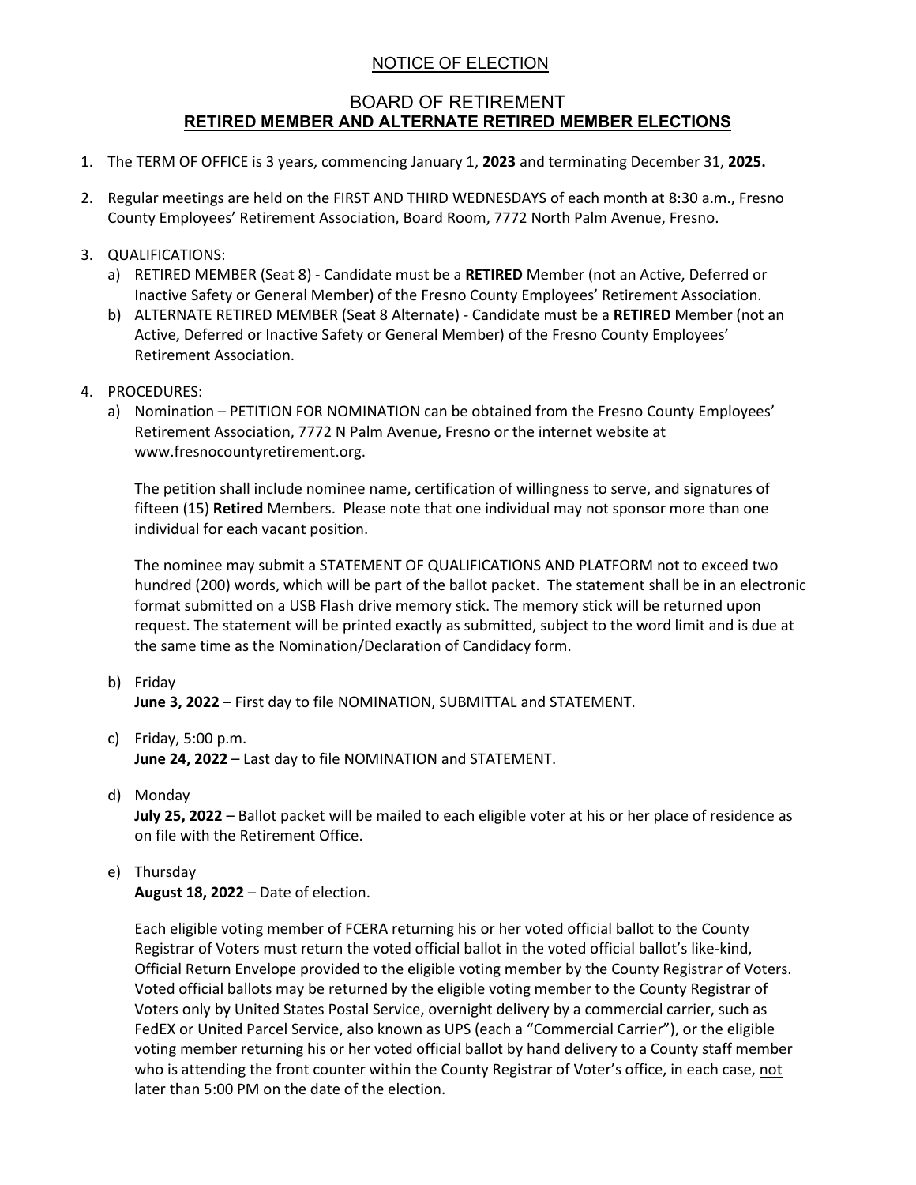# NOTICE OF ELECTION

## BOARD OF RETIREMENT
## RETIRED MEMBER AND ALTERNATE RETIRED MEMBER ELECTIONS

1. The TERM OF OFFICE is 3 years, commencing January 1, **2023** and terminating December 31, **2025.**

2. Regular meetings are held on the FIRST AND THIRD WEDNESDAYS of each month at 8:30 a.m., Fresno County Employees' Retirement Association, Board Room, 7772 North Palm Avenue, Fresno.

3. QUALIFICATIONS:
   a) RETIRED MEMBER (Seat 8) - Candidate must be a **RETIRED** Member (not an Active, Deferred or Inactive Safety or General Member) of the Fresno County Employees' Retirement Association.
   b) ALTERNATE RETIRED MEMBER (Seat 8 Alternate) - Candidate must be a **RETIRED** Member (not an Active, Deferred or Inactive Safety or General Member) of the Fresno County Employees' Retirement Association.

4. PROCEDURES:
   a) Nomination – PETITION FOR NOMINATION can be obtained from the Fresno County Employees' Retirement Association, 7772 N Palm Avenue, Fresno or the internet website at www.fresnocountyretirement.org.

      The petition shall include nominee name, certification of willingness to serve, and signatures of fifteen (15) **Retired** Members. Please note that one individual may not sponsor more than one individual for each vacant position.

      The nominee may submit a STATEMENT OF QUALIFICATIONS AND PLATFORM not to exceed two hundred (200) words, which will be part of the ballot packet. The statement shall be in an electronic format submitted on a USB Flash drive memory stick. The memory stick will be returned upon request. The statement will be printed exactly as submitted, subject to the word limit and is due at the same time as the Nomination/Declaration of Candidacy form.

   b) Friday
      **June 3, 2022** – First day to file NOMINATION, SUBMITTAL and STATEMENT.

   c) Friday, 5:00 p.m.
      **June 24, 2022** – Last day to file NOMINATION and STATEMENT.

   d) Monday
      **July 25, 2022** – Ballot packet will be mailed to each eligible voter at his or her place of residence as on file with the Retirement Office.

   e) Thursday
      **August 18, 2022** – Date of election.

      Each eligible voting member of FCERA returning his or her voted official ballot to the County Registrar of Voters must return the voted official ballot in the voted official ballot's like-kind, Official Return Envelope provided to the eligible voting member by the County Registrar of Voters. Voted official ballots may be returned by the eligible voting member to the County Registrar of Voters only by United States Postal Service, overnight delivery by a commercial carrier, such as FedEX or United Parcel Service, also known as UPS (each a "Commercial Carrier"), or the eligible voting member returning his or her voted official ballot by hand delivery to a County staff member who is attending the front counter within the County Registrar of Voter's office, in each case, <u>not later than 5:00 PM on the date of the election</u>.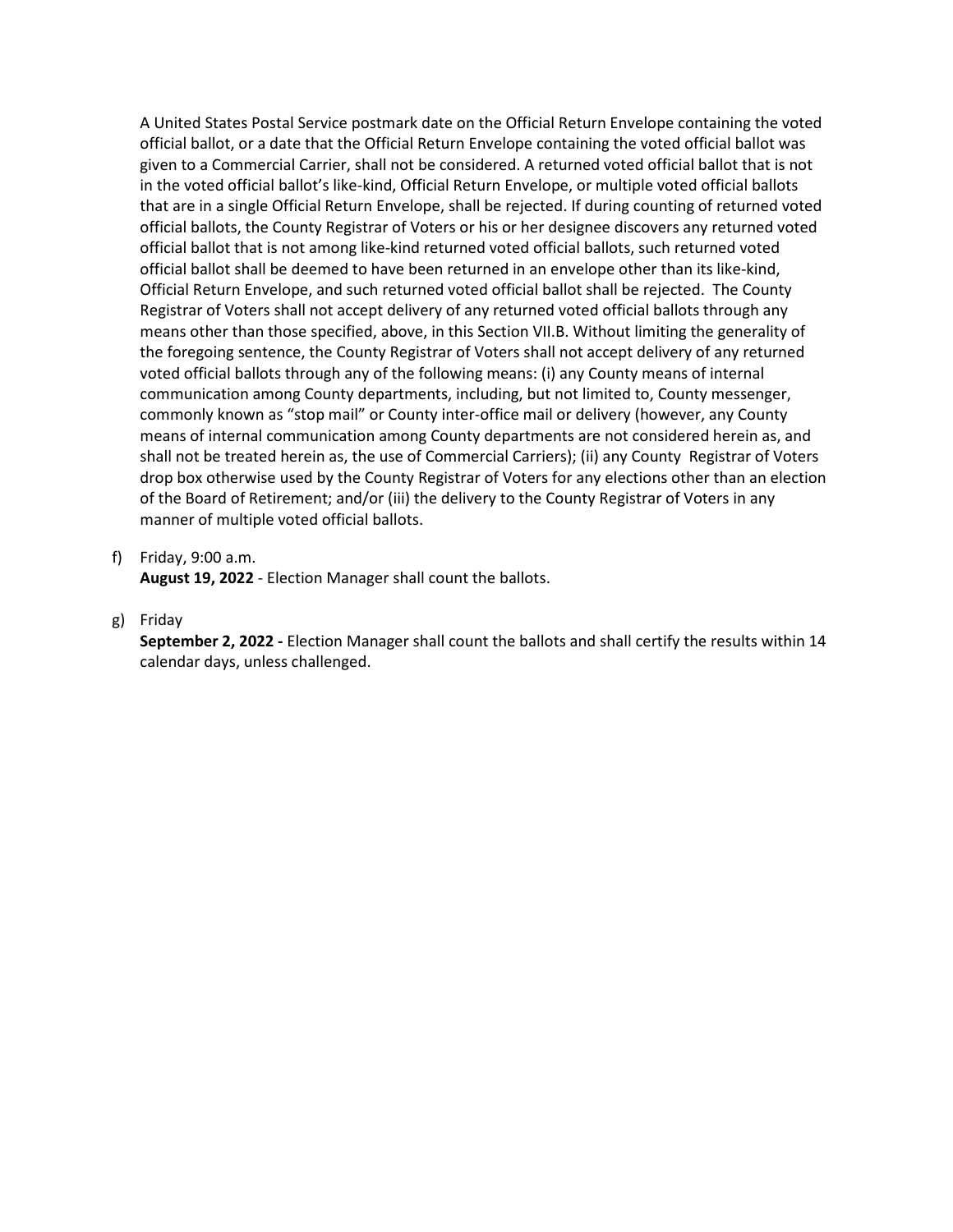A United States Postal Service postmark date on the Official Return Envelope containing the voted official ballot, or a date that the Official Return Envelope containing the voted official ballot was given to a Commercial Carrier, shall not be considered. A returned voted official ballot that is not in the voted official ballot's like-kind, Official Return Envelope, or multiple voted official ballots that are in a single Official Return Envelope, shall be rejected. If during counting of returned voted official ballots, the County Registrar of Voters or his or her designee discovers any returned voted official ballot that is not among like-kind returned voted official ballots, such returned voted official ballot shall be deemed to have been returned in an envelope other than its like-kind, Official Return Envelope, and such returned voted official ballot shall be rejected. The County Registrar of Voters shall not accept delivery of any returned voted official ballots through any means other than those specified, above, in this Section VII.B. Without limiting the generality of the foregoing sentence, the County Registrar of Voters shall not accept delivery of any returned voted official ballots through any of the following means: (i) any County means of internal communication among County departments, including, but not limited to, County messenger, commonly known as "stop mail" or County inter-office mail or delivery (however, any County means of internal communication among County departments are not considered herein as, and shall not be treated herein as, the use of Commercial Carriers); (ii) any County Registrar of Voters drop box otherwise used by the County Registrar of Voters for any elections other than an election of the Board of Retirement; and/or (iii) the delivery to the County Registrar of Voters in any manner of multiple voted official ballots.

f) Friday, 9:00 a.m.
   **August 19, 2022** - Election Manager shall count the ballots.

g) Friday
   **September 2, 2022 -** Election Manager shall count the ballots and shall certify the results within 14 calendar days, unless challenged.